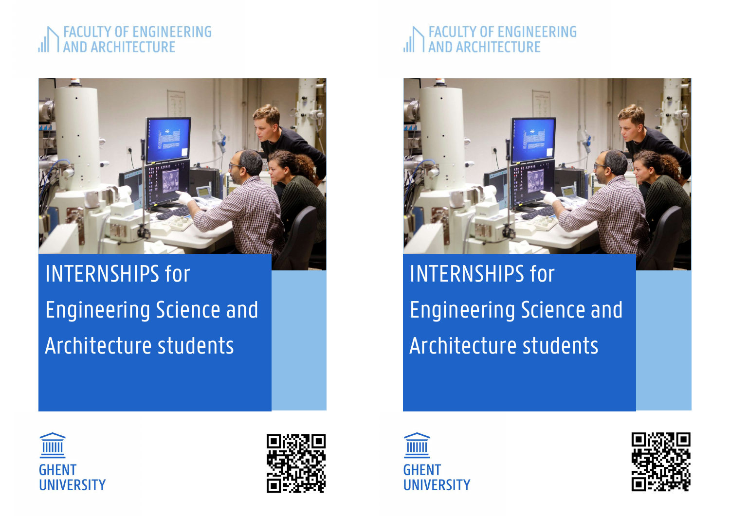FACULTY OF ENGINEERING AND ARCHITECTURE

# INTERNSHIPS for Engineering Science and Architecture students

GHENT UNIVERSITY

FACULTY OF ENGINEERING AND ARCHITECTURE

# INTERNSHIPS for Engineering Science and Architecture students

GHENT UNIVERSITY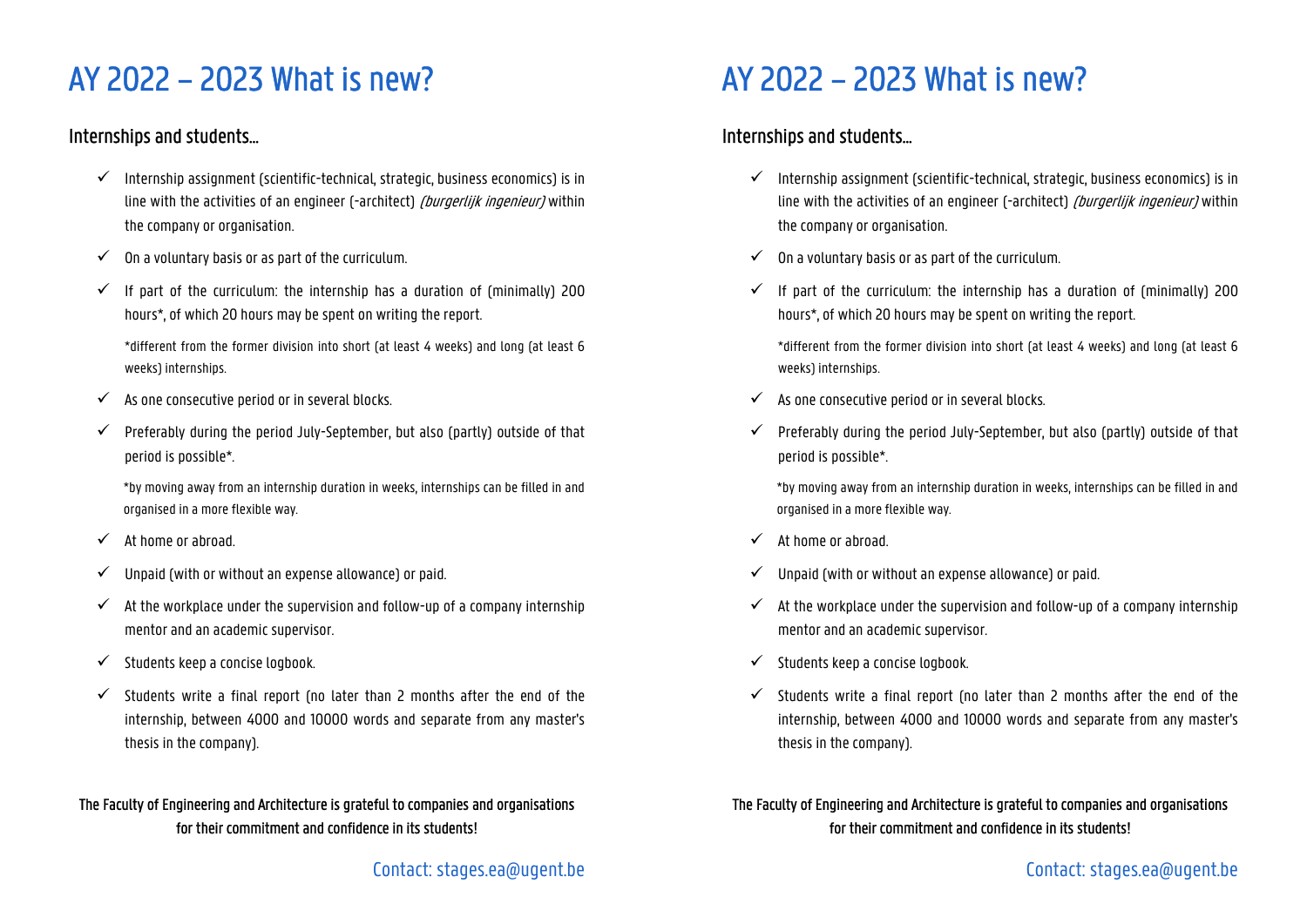# AY 2022 – 2023 What is new?

## Internships and students…

- ✓ Internship assignment (scientific-technical, strategic, business economics) is in line with the activities of an engineer (-architect) *(burgerlijk ingenieur)* within the company or organisation.
- ✓ On a voluntary basis or as part of the curriculum.
- ✓ If part of the curriculum: the internship has a duration of (minimally) 200 hours*, of which 20 hours may be spent on writing the report.

  *different from the former division into short (at least 4 weeks) and long (at least 6 weeks) internships.
- ✓ As one consecutive period or in several blocks.
- ✓ Preferably during the period July-September, but also (partly) outside of that period is possible*.

  *by moving away from an internship duration in weeks, internships can be filled in and organised in a more flexible way.
- ✓ At home or abroad.
- ✓ Unpaid (with or without an expense allowance) or paid.
- ✓ At the workplace under the supervision and follow-up of a company internship mentor and an academic supervisor.
- ✓ Students keep a concise logbook.
- ✓ Students write a final report (no later than 2 months after the end of the internship, between 4000 and 10000 words and separate from any master's thesis in the company).

**The Faculty of Engineering and Architecture is grateful to companies and organisations for their commitment and confidence in its students!**

Contact: stages.ea@ugent.be

# AY 2022 – 2023 What is new?

## Internships and students…

- ✓ Internship assignment (scientific-technical, strategic, business economics) is in line with the activities of an engineer (-architect) *(burgerlijk ingenieur)* within the company or organisation.
- ✓ On a voluntary basis or as part of the curriculum.
- ✓ If part of the curriculum: the internship has a duration of (minimally) 200 hours*, of which 20 hours may be spent on writing the report.

  *different from the former division into short (at least 4 weeks) and long (at least 6 weeks) internships.
- ✓ As one consecutive period or in several blocks.
- ✓ Preferably during the period July-September, but also (partly) outside of that period is possible*.

  *by moving away from an internship duration in weeks, internships can be filled in and organised in a more flexible way.
- ✓ At home or abroad.
- ✓ Unpaid (with or without an expense allowance) or paid.
- ✓ At the workplace under the supervision and follow-up of a company internship mentor and an academic supervisor.
- ✓ Students keep a concise logbook.
- ✓ Students write a final report (no later than 2 months after the end of the internship, between 4000 and 10000 words and separate from any master's thesis in the company).

**The Faculty of Engineering and Architecture is grateful to companies and organisations for their commitment and confidence in its students!**

Contact: stages.ea@ugent.be